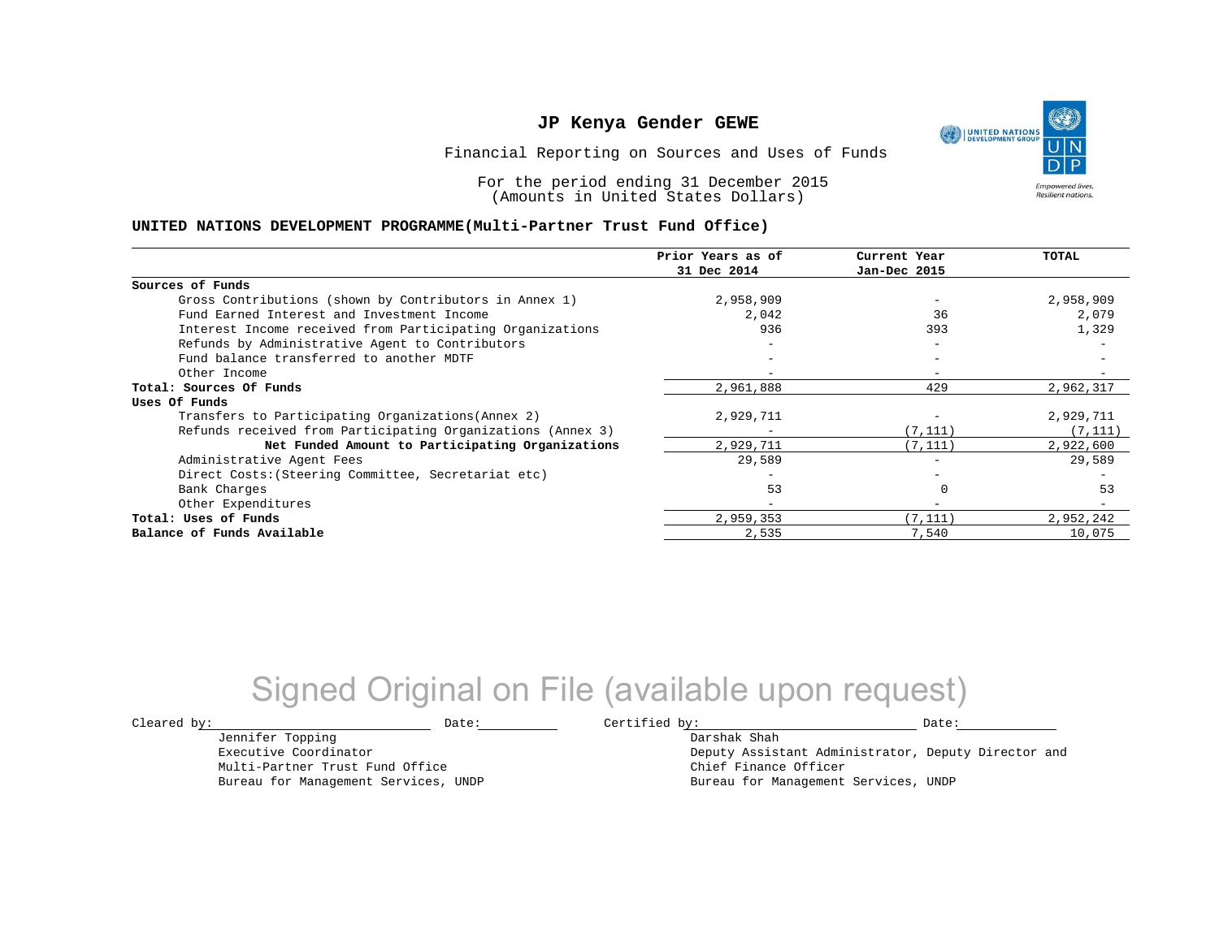# JP Kenya Gender GEWE

Financial Reporting on Sources and Uses of Funds

For the period ending 31 December 2015
(Amounts in United States Dollars)

**UNITED NATIONS DEVELOPMENT PROGRAMME(Multi-Partner Trust Fund Office)**

| | Prior Years as of 31 Dec 2014 | Current Year Jan-Dec 2015 | TOTAL |
|---|---|---|---|
| **Sources of Funds** | | | |
| Gross Contributions (shown by Contributors in Annex 1) | 2,958,909 | - | 2,958,909 |
| Fund Earned Interest and Investment Income | 2,042 | 36 | 2,079 |
| Interest Income received from Participating Organizations | 936 | 393 | 1,329 |
| Refunds by Administrative Agent to Contributors | - | - | - |
| Fund balance transferred to another MDTF | - | - | - |
| Other Income | - | - | - |
| **Total: Sources Of Funds** | 2,961,888 | 429 | 2,962,317 |
| **Uses Of Funds** | | | |
| Transfers to Participating Organizations(Annex 2) | 2,929,711 | - | 2,929,711 |
| Refunds received from Participating Organizations (Annex 3) | - | (7,111) | (7,111) |
| **Net Funded Amount to Participating Organizations** | 2,929,711 | (7,111) | 2,922,600 |
| Administrative Agent Fees | 29,589 | - | 29,589 |
| Direct Costs:(Steering Committee, Secretariat etc) | - | - | - |
| Bank Charges | 53 | 0 | 53 |
| Other Expenditures | - | - | - |
| **Total: Uses of Funds** | 2,959,353 | (7,111) | 2,952,242 |
| **Balance of Funds Available** | 2,535 | 7,540 | 10,075 |

Signed Original on File (available upon request)

Cleared by: \_\_\_\_\_\_\_\_\_\_\_\_\_\_\_\_\_\_\_\_ Date: \_\_\_\_\_\_\_\_

Jennifer Topping
Executive Coordinator
Multi-Partner Trust Fund Office
Bureau for Management Services, UNDP

Certified by: \_\_\_\_\_\_\_\_\_\_\_\_\_\_\_\_\_\_\_\_ Date: \_\_\_\_\_\_\_\_

Darshak Shah
Deputy Assistant Administrator, Deputy Director and
Chief Finance Officer
Bureau for Management Services, UNDP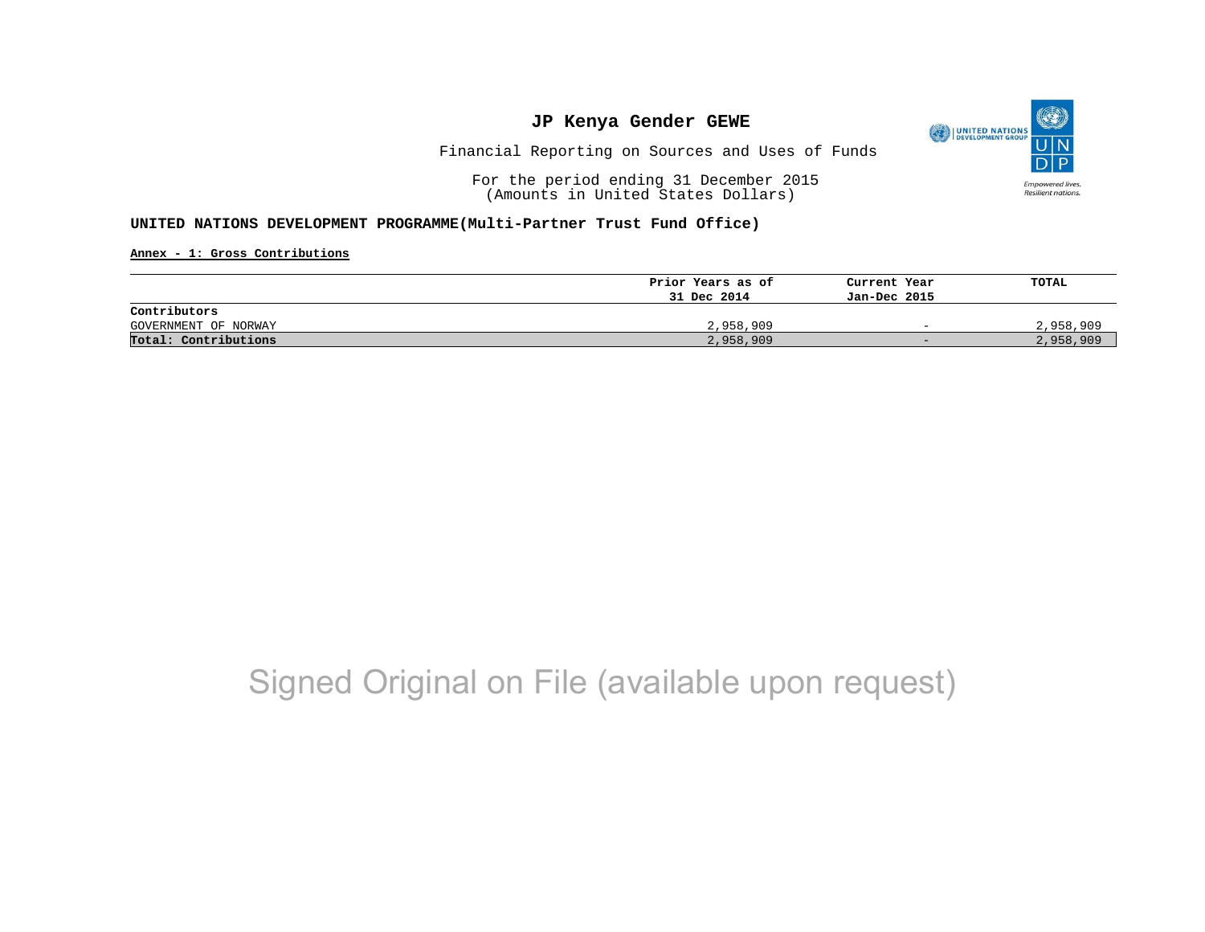# JP Kenya Gender GEWE

Financial Reporting on Sources and Uses of Funds

For the period ending 31 December 2015
(Amounts in United States Dollars)

**UNITED NATIONS DEVELOPMENT PROGRAMME(Multi-Partner Trust Fund Office)**

**Annex - 1: Gross Contributions**

| | Prior Years as of 31 Dec 2014 | Current Year Jan-Dec 2015 | TOTAL |
|---|---|---|---|
| **Contributors** | | | |
| GOVERNMENT OF NORWAY | 2,958,909 | - | 2,958,909 |
| **Total: Contributions** | 2,958,909 | - | 2,958,909 |

Signed Original on File (available upon request)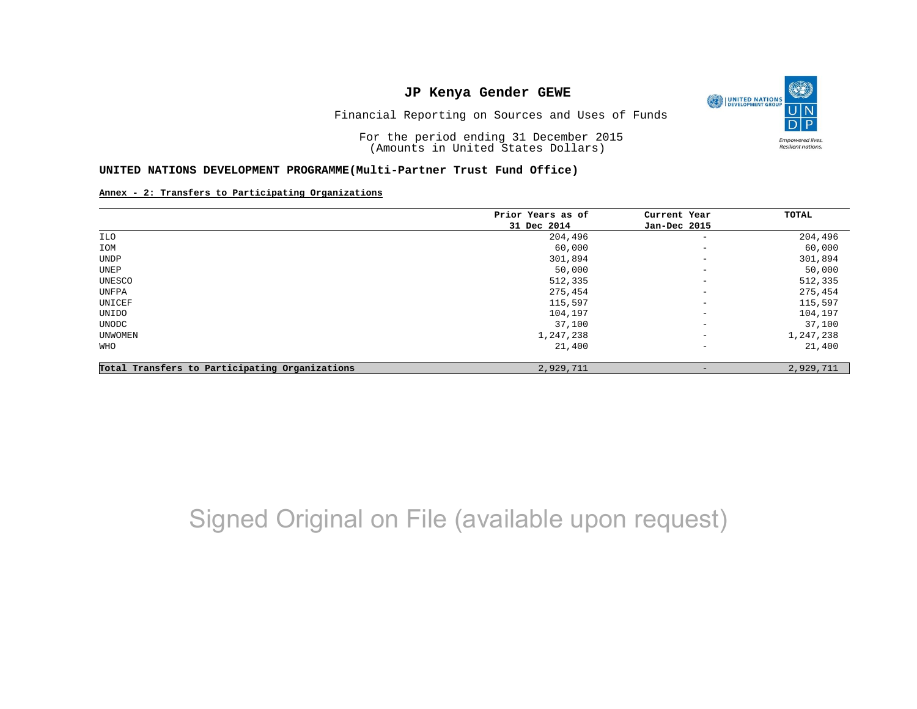# JP Kenya Gender GEWE

Financial Reporting on Sources and Uses of Funds

For the period ending 31 December 2015
(Amounts in United States Dollars)

## UNITED NATIONS DEVELOPMENT PROGRAMME(Multi-Partner Trust Fund Office)

**Annex - 2: Transfers to Participating Organizations**

| | Prior Years as of 31 Dec 2014 | Current Year Jan-Dec 2015 | TOTAL |
|---|---:|---:|---:|
| ILO | 204,496 | - | 204,496 |
| IOM | 60,000 | - | 60,000 |
| UNDP | 301,894 | - | 301,894 |
| UNEP | 50,000 | - | 50,000 |
| UNESCO | 512,335 | - | 512,335 |
| UNFPA | 275,454 | - | 275,454 |
| UNICEF | 115,597 | - | 115,597 |
| UNIDO | 104,197 | - | 104,197 |
| UNODC | 37,100 | - | 37,100 |
| UNWOMEN | 1,247,238 | - | 1,247,238 |
| WHO | 21,400 | - | 21,400 |
| **Total Transfers to Participating Organizations** | 2,929,711 | - | 2,929,711 |

Signed Original on File (available upon request)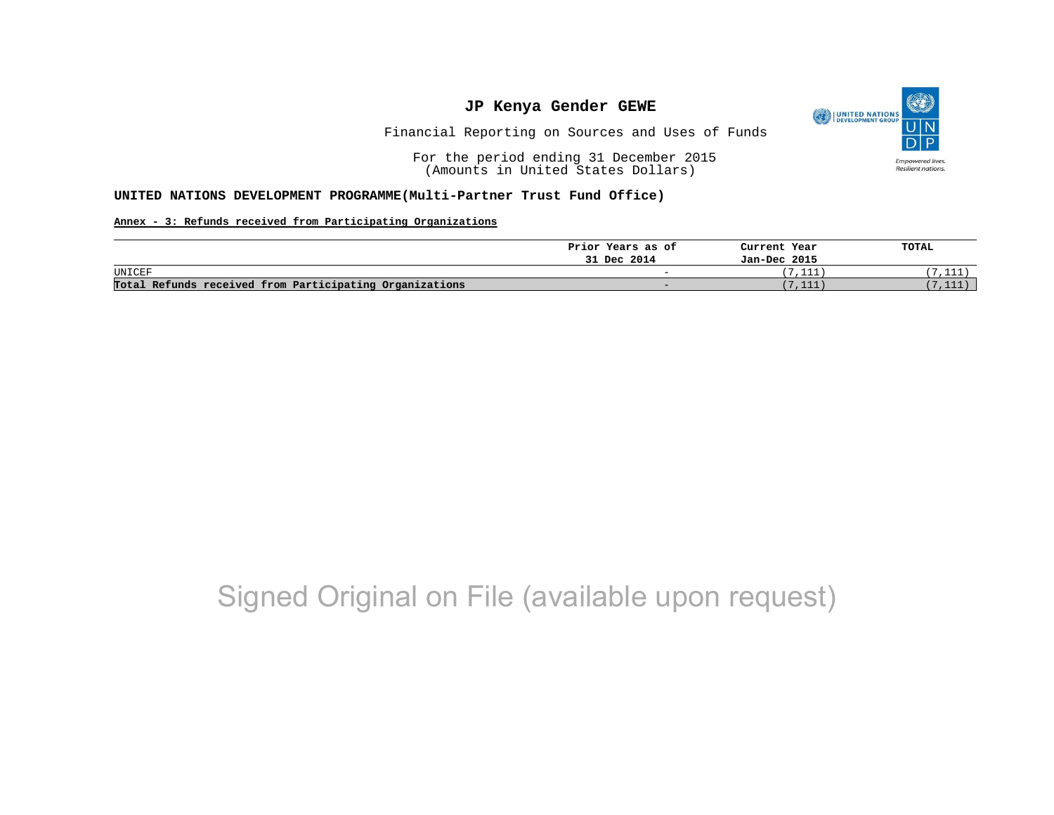# JP Kenya Gender GEWE

Financial Reporting on Sources and Uses of Funds

For the period ending 31 December 2015
(Amounts in United States Dollars)

**UNITED NATIONS DEVELOPMENT PROGRAMME(Multi-Partner Trust Fund Office)**

**Annex - 3: Refunds received from Participating Organizations**

| | Prior Years as of 31 Dec 2014 | Current Year Jan-Dec 2015 | TOTAL |
|---|---|---|---|
| UNICEF | - | (7,111) | (7,111) |
| **Total Refunds received from Participating Organizations** | - | (7,111) | (7,111) |

Signed Original on File (available upon request)